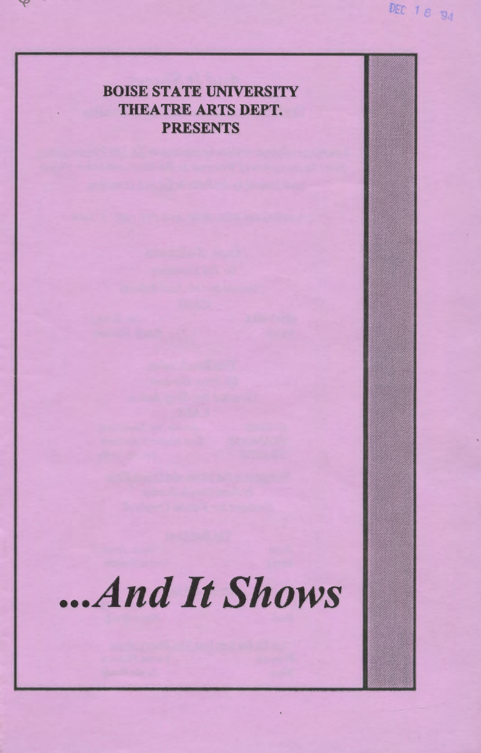**BOISE STATE UNIVERSITY THEATRE ARTS DEPT. PRESENTS**

# *...And It Shows*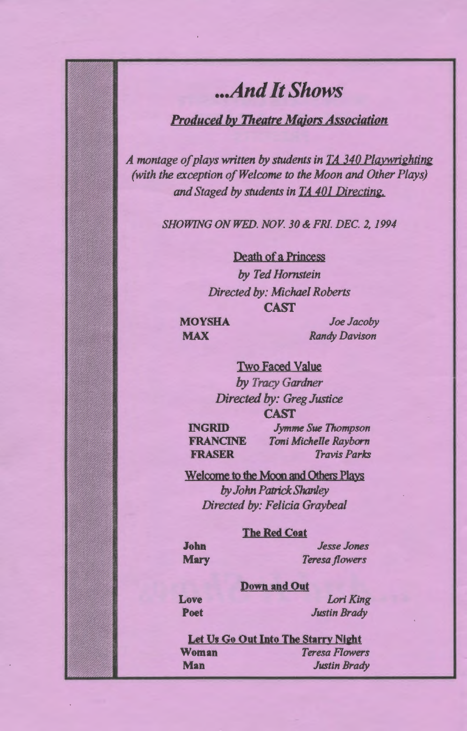# *...And It Shows*

***Produced by Theatre Majors Association***

*A montage of plays written by students in TA 340 Playwrighting (with the exception of Welcome to the Moon and Other Plays) and Staged by students in TA 401 Directing.*

*SHOWING ON WED. NOV. 30 & FRI. DEC. 2, 1994*

## Death of a Princess

*by Ted Hornstein*

*Directed by: Michael Roberts*

**CAST**

| | |
|---|---|
| **MOYSHA** | *Joe Jacoby* |
| **MAX** | *Randy Davison* |

## Two Faced Value

*by Tracy Gardner*

*Directed by: Greg Justice*

**CAST**

| | |
|---|---|
| **INGRID** | *Jymme Sue Thompson* |
| **FRANCINE** | *Toni Michelle Rayborn* |
| **FRASER** | *Travis Parks* |

## Welcome to the Moon and Others Plays

*by John Patrick Shanley*

*Directed by: Felicia Graybeal*

### The Red Coat

| | |
|---|---|
| **John** | *Jesse Jones* |
| **Mary** | *Teresa flowers* |

### Down and Out

| | |
|---|---|
| **Love** | *Lori King* |
| **Poet** | *Justin Brady* |

### Let Us Go Out Into The Starry Night

| | |
|---|---|
| **Woman** | *Teresa Flowers* |
| **Man** | *Justin Brady* |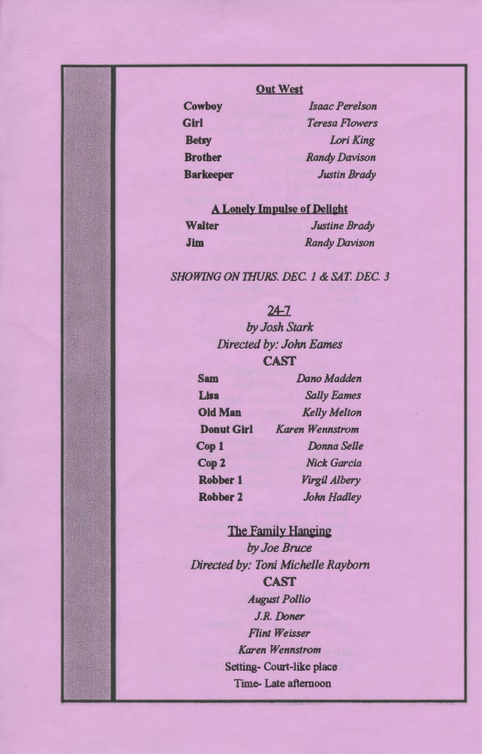## Out West

| | |
|---|---|
| **Cowboy** | *Isaac Perelson* |
| **Girl** | *Teresa Flowers* |
| **Betsy** | *Lori King* |
| **Brother** | *Randy Davison* |
| **Barkeeper** | *Justin Brady* |

## A Lonely Impulse of Delight

| | |
|---|---|
| **Walter** | *Justine Brady* |
| **Jim** | *Randy Davison* |

*SHOWING ON THURS. DEC. 1 & SAT. DEC. 3*

## 24-7

*by Josh Stark*

*Directed by: John Eames*

**CAST**

| | |
|---|---|
| **Sam** | *Dano Madden* |
| **Lisa** | *Sally Eames* |
| **Old Man** | *Kelly Melton* |
| **Donut Girl** | *Karen Wennstrom* |
| **Cop 1** | *Donna Selle* |
| **Cop 2** | *Nick Garcia* |
| **Robber 1** | *Virgil Albery* |
| **Robber 2** | *John Hadley* |

## The Family Hanging

*by Joe Bruce*

*Directed by: Toni Michelle Rayborn*

**CAST**

*August Pollio*

*J.R. Doner*

*Flint Weisser*

*Karen Wennstrom*

Setting- Court-like place

Time- Late afternoon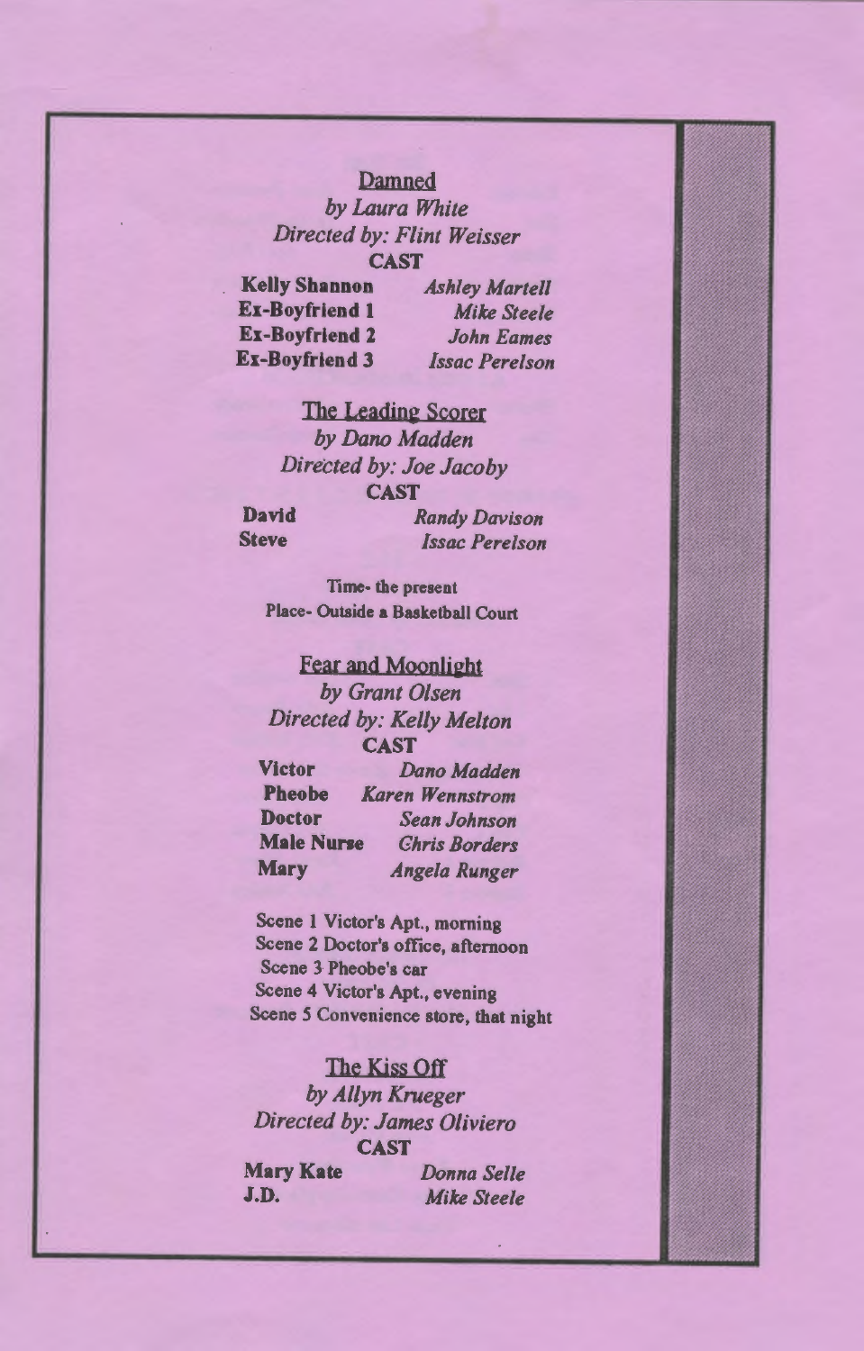## Damned

*by Laura White*

*Directed by: Flint Weisser*

**CAST**

| | |
|---|---|
| **Kelly Shannon** | *Ashley Martell* |
| **Ex-Boyfriend 1** | *Mike Steele* |
| **Ex-Boyfriend 2** | *John Eames* |
| **Ex-Boyfriend 3** | *Issac Perelson* |

## The Leading Scorer

*by Dano Madden*

*Directed by: Joe Jacoby*

**CAST**

| | |
|---|---|
| **David** | *Randy Davison* |
| **Steve** | *Issac Perelson* |

Time- the present

Place- Outside a Basketball Court

## Fear and Moonlight

*by Grant Olsen*

*Directed by: Kelly Melton*

**CAST**

| | |
|---|---|
| **Victor** | *Dano Madden* |
| **Pheobe** | *Karen Wennstrom* |
| **Doctor** | *Sean Johnson* |
| **Male Nurse** | *Chris Borders* |
| **Mary** | *Angela Runger* |

Scene 1 Victor's Apt., morning
Scene 2 Doctor's office, afternoon
Scene 3 Pheobe's car
Scene 4 Victor's Apt., evening
Scene 5 Convenience store, that night

## The Kiss Off

*by Allyn Krueger*

*Directed by: James Oliviero*

**CAST**

| | |
|---|---|
| **Mary Kate** | *Donna Selle* |
| **J.D.** | *Mike Steele* |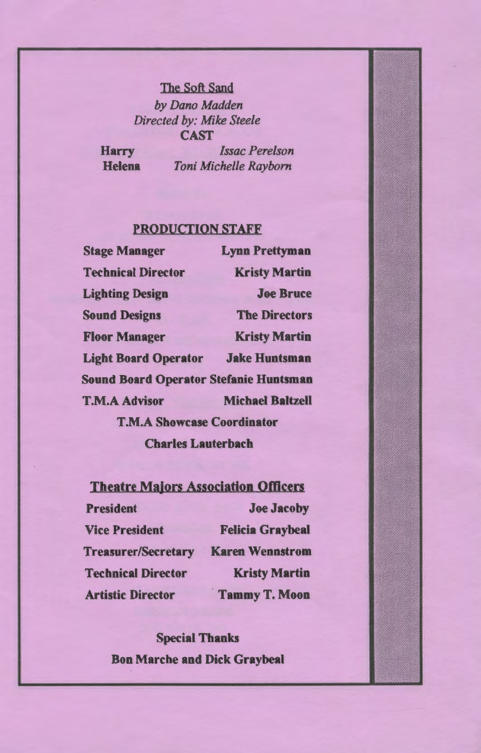## The Soft Sand

*by Dano Madden*
*Directed by: Mike Steele*

**CAST**

| | |
|---|---|
| **Harry** | *Issac Perelson* |
| **Helena** | *Toni Michelle Rayborn* |

## PRODUCTION STAFF

| | |
|---|---|
| **Stage Manager** | **Lynn Prettyman** |
| **Technical Director** | **Kristy Martin** |
| **Lighting Design** | **Joe Bruce** |
| **Sound Designs** | **The Directors** |
| **Floor Manager** | **Kristy Martin** |
| **Light Board Operator** | **Jake Huntsman** |
| **Sound Board Operator** | **Stefanie Huntsman** |
| **T.M.A Advisor** | **Michael Baltzell** |

**T.M.A Showcase Coordinator**

**Charles Lauterbach**

## Theatre Majors Association Officers

| | |
|---|---|
| **President** | **Joe Jacoby** |
| **Vice President** | **Felicia Graybeal** |
| **Treasurer/Secretary** | **Karen Wennstrom** |
| **Technical Director** | **Kristy Martin** |
| **Artistic Director** | **Tammy T. Moon** |

**Special Thanks**

**Bon Marche and Dick Graybeal**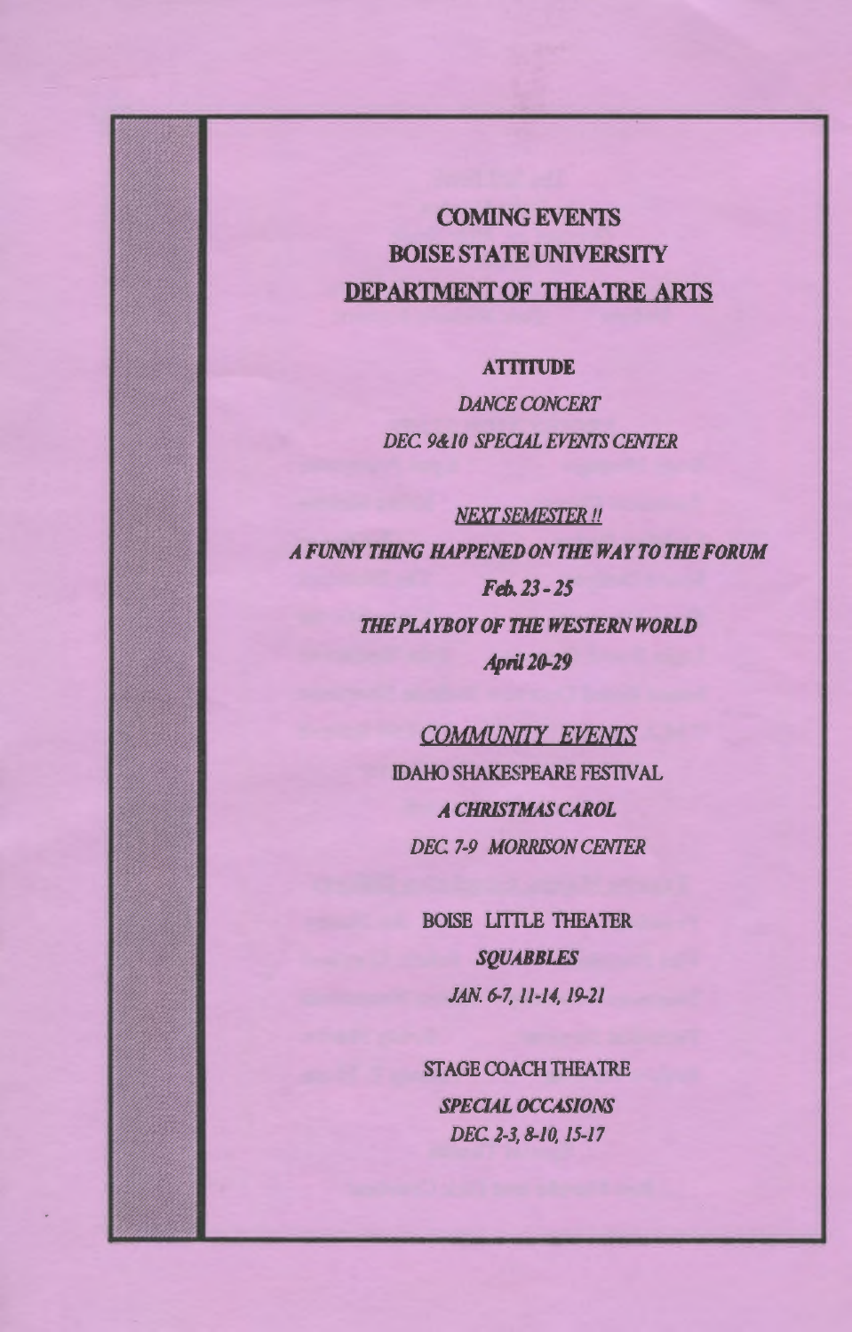# COMING EVENTS
# BOISE STATE UNIVERSITY
# DEPARTMENT OF THEATRE ARTS

**ATTITUDE**

***DANCE CONCERT***

***DEC. 9&10 SPECIAL EVENTS CENTER***

***NEXT SEMESTER !!***

***A FUNNY THING HAPPENED ON THE WAY TO THE FORUM***

***Feb. 23 - 25***

***THE PLAYBOY OF THE WESTERN WORLD***

***April 20-29***

## *COMMUNITY EVENTS*

IDAHO SHAKESPEARE FESTIVAL

***A CHRISTMAS CAROL***

***DEC. 7-9 MORRISON CENTER***

BOISE LITTLE THEATER

***SQUABBLES***

***JAN. 6-7, 11-14, 19-21***

STAGE COACH THEATRE

***SPECIAL OCCASIONS***

***DEC. 2-3, 8-10, 15-17***